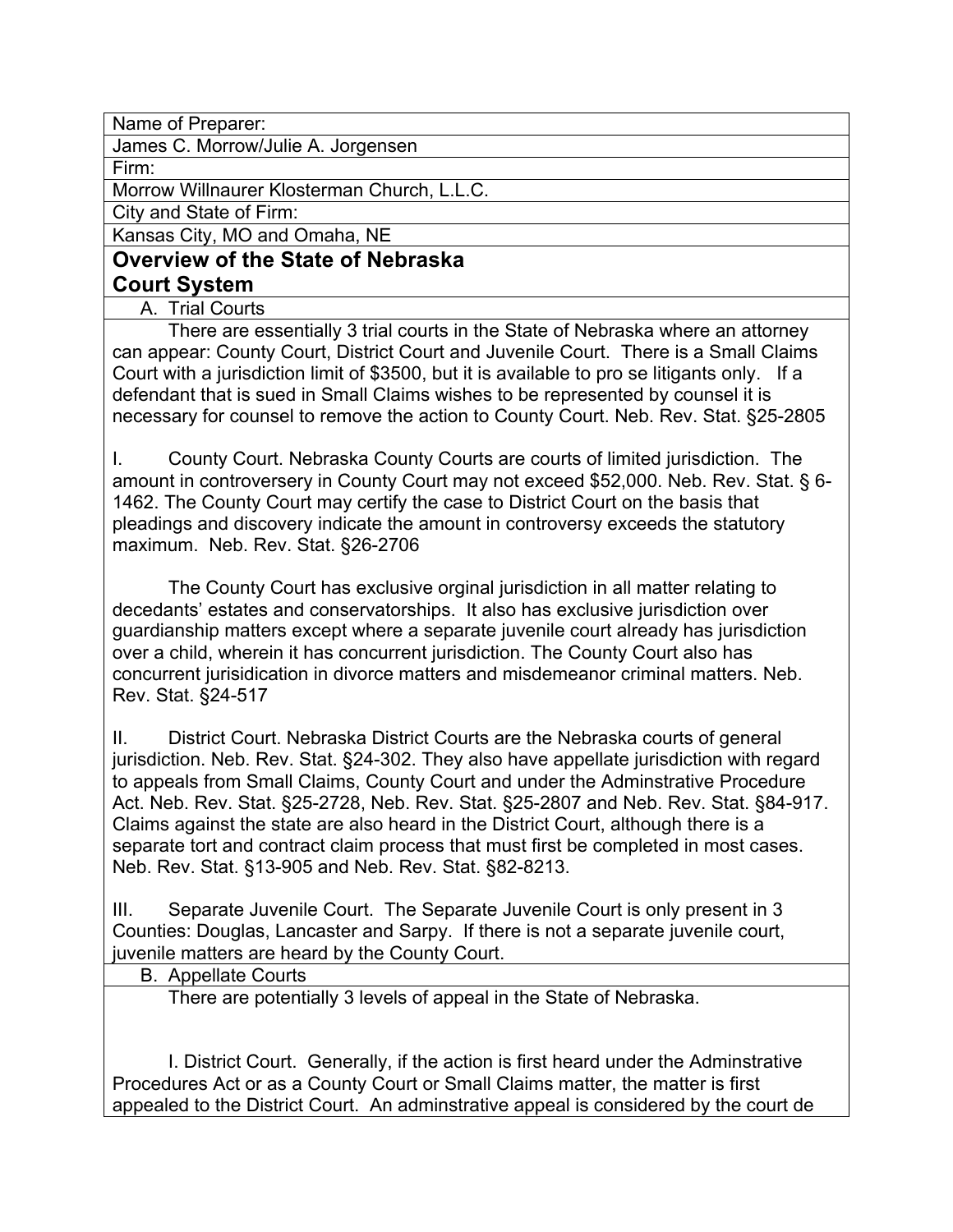Name of Preparer:

James C. Morrow/Julie A. Jorgensen

Firm:

Morrow Willnaurer Klosterman Church, L.L.C.

City and State of Firm:

Kansas City, MO and Omaha, NE

# Overview of the State of Nebraska Court System

## A. Trial Courts

There are essentially 3 trial courts in the State of Nebraska where an attorney can appear: County Court, District Court and Juvenile Court. There is a Small Claims Court with a jurisdiction limit of $3500, but it is available to pro se litigants only. If a defendant that is sued in Small Claims wishes to be represented by counsel it is necessary for counsel to remove the action to County Court. Neb. Rev. Stat. §25-2805

I. County Court. Nebraska County Courts are courts of limited jurisdiction. The amount in controversery in County Court may not exceed $52,000. Neb. Rev. Stat. § 6-1462. The County Court may certify the case to District Court on the basis that pleadings and discovery indicate the amount in controversy exceeds the statutory maximum. Neb. Rev. Stat. §26-2706

The County Court has exclusive orginal jurisdiction in all matter relating to decedants' estates and conservatorships. It also has exclusive jurisdiction over guardianship matters except where a separate juvenile court already has jurisdiction over a child, wherein it has concurrent jurisdiction. The County Court also has concurrent jurisidication in divorce matters and misdemeanor criminal matters. Neb. Rev. Stat. §24-517

II. District Court. Nebraska District Courts are the Nebraska courts of general jurisdiction. Neb. Rev. Stat. §24-302. They also have appellate jurisdiction with regard to appeals from Small Claims, County Court and under the Adminstrative Procedure Act. Neb. Rev. Stat. §25-2728, Neb. Rev. Stat. §25-2807 and Neb. Rev. Stat. §84-917. Claims against the state are also heard in the District Court, although there is a separate tort and contract claim process that must first be completed in most cases. Neb. Rev. Stat. §13-905 and Neb. Rev. Stat. §82-8213.

III. Separate Juvenile Court. The Separate Juvenile Court is only present in 3 Counties: Douglas, Lancaster and Sarpy. If there is not a separate juvenile court, juvenile matters are heard by the County Court.

## B. Appellate Courts

There are potentially 3 levels of appeal in the State of Nebraska.

I. District Court. Generally, if the action is first heard under the Adminstrative Procedures Act or as a County Court or Small Claims matter, the matter is first appealed to the District Court. An adminstrative appeal is considered by the court de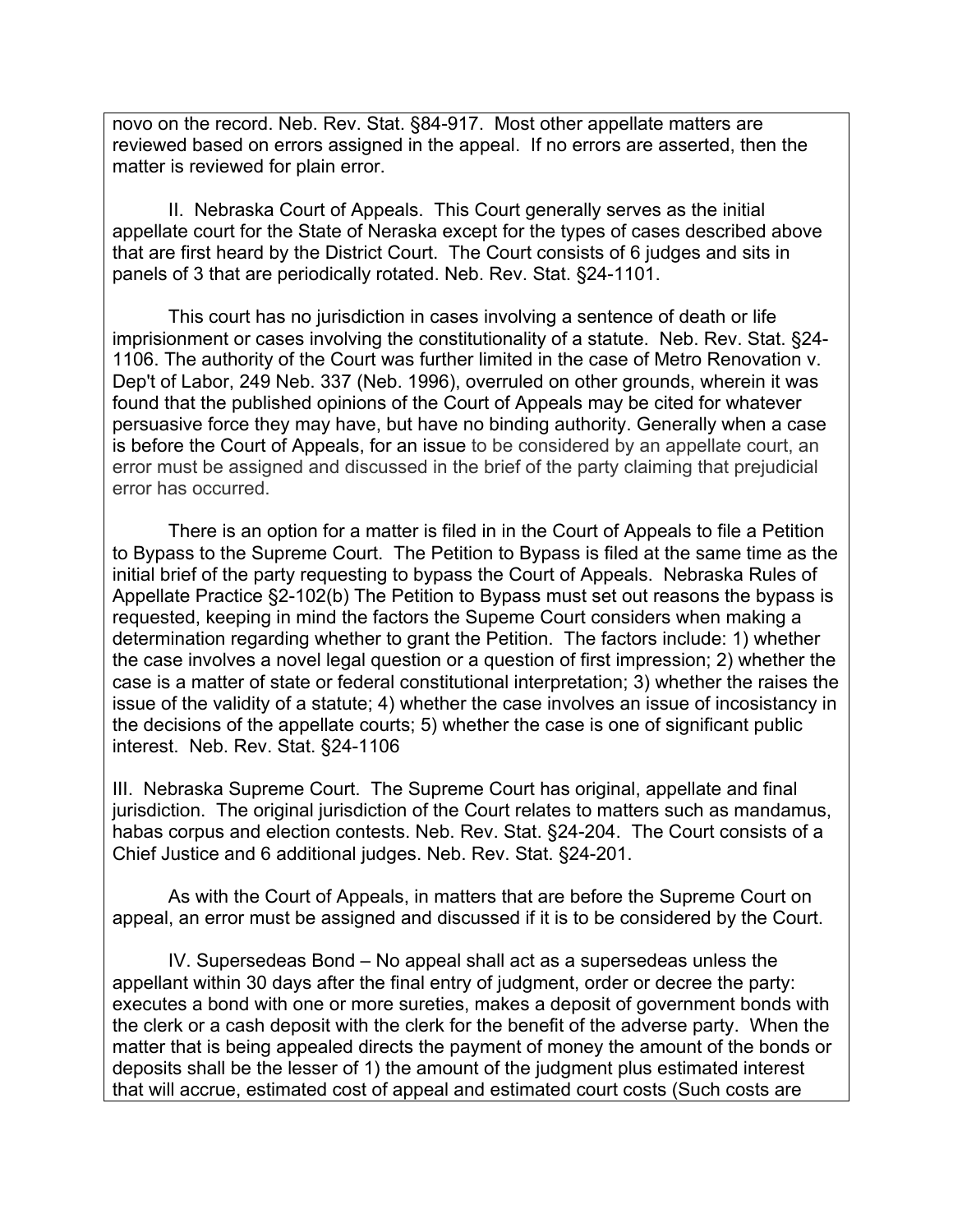novo on the record. Neb. Rev. Stat. §84-917. Most other appellate matters are reviewed based on errors assigned in the appeal. If no errors are asserted, then the matter is reviewed for plain error.

II. Nebraska Court of Appeals. This Court generally serves as the initial appellate court for the State of Neraska except for the types of cases described above that are first heard by the District Court. The Court consists of 6 judges and sits in panels of 3 that are periodically rotated. Neb. Rev. Stat. §24-1101.

This court has no jurisdiction in cases involving a sentence of death or life imprisionment or cases involving the constitutionality of a statute. Neb. Rev. Stat. §24-1106. The authority of the Court was further limited in the case of Metro Renovation v. Dep't of Labor, 249 Neb. 337 (Neb. 1996), overruled on other grounds, wherein it was found that the published opinions of the Court of Appeals may be cited for whatever persuasive force they may have, but have no binding authority. Generally when a case is before the Court of Appeals, for an issue to be considered by an appellate court, an error must be assigned and discussed in the brief of the party claiming that prejudicial error has occurred.

There is an option for a matter is filed in in the Court of Appeals to file a Petition to Bypass to the Supreme Court. The Petition to Bypass is filed at the same time as the initial brief of the party requesting to bypass the Court of Appeals. Nebraska Rules of Appellate Practice §2-102(b) The Petition to Bypass must set out reasons the bypass is requested, keeping in mind the factors the Supeme Court considers when making a determination regarding whether to grant the Petition. The factors include: 1) whether the case involves a novel legal question or a question of first impression; 2) whether the case is a matter of state or federal constitutional interpretation; 3) whether the raises the issue of the validity of a statute; 4) whether the case involves an issue of incosistancy in the decisions of the appellate courts; 5) whether the case is one of significant public interest. Neb. Rev. Stat. §24-1106

III. Nebraska Supreme Court. The Supreme Court has original, appellate and final jurisdiction. The original jurisdiction of the Court relates to matters such as mandamus, habas corpus and election contests. Neb. Rev. Stat. §24-204. The Court consists of a Chief Justice and 6 additional judges. Neb. Rev. Stat. §24-201.

As with the Court of Appeals, in matters that are before the Supreme Court on appeal, an error must be assigned and discussed if it is to be considered by the Court.

IV. Supersedeas Bond – No appeal shall act as a supersedeas unless the appellant within 30 days after the final entry of judgment, order or decree the party: executes a bond with one or more sureties, makes a deposit of government bonds with the clerk or a cash deposit with the clerk for the benefit of the adverse party. When the matter that is being appealed directs the payment of money the amount of the bonds or deposits shall be the lesser of 1) the amount of the judgment plus estimated interest that will accrue, estimated cost of appeal and estimated court costs (Such costs are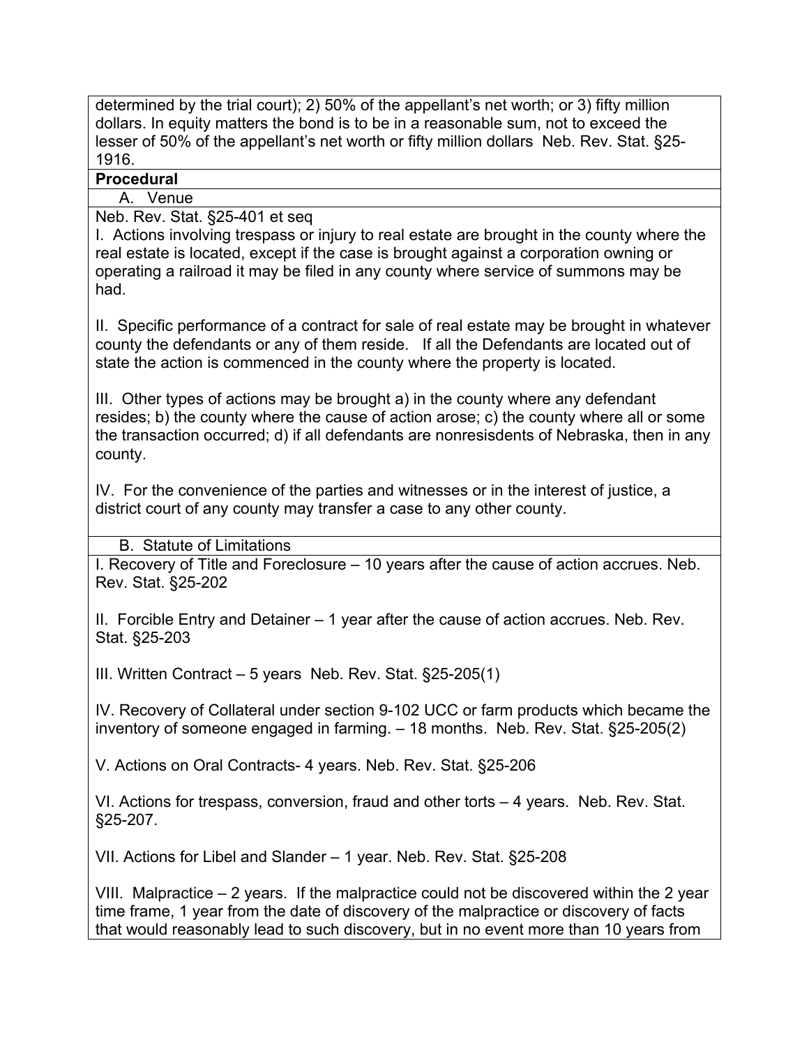determined by the trial court); 2) 50% of the appellant's net worth; or 3) fifty million dollars. In equity matters the bond is to be in a reasonable sum, not to exceed the lesser of 50% of the appellant's net worth or fifty million dollars Neb. Rev. Stat. §25-1916.

**Procedural**

A. Venue

Neb. Rev. Stat. §25-401 et seq

I. Actions involving trespass or injury to real estate are brought in the county where the real estate is located, except if the case is brought against a corporation owning or operating a railroad it may be filed in any county where service of summons may be had.

II. Specific performance of a contract for sale of real estate may be brought in whatever county the defendants or any of them reside. If all the Defendants are located out of state the action is commenced in the county where the property is located.

III. Other types of actions may be brought a) in the county where any defendant resides; b) the county where the cause of action arose; c) the county where all or some the transaction occurred; d) if all defendants are nonresisdents of Nebraska, then in any county.

IV. For the convenience of the parties and witnesses or in the interest of justice, a district court of any county may transfer a case to any other county.

B. Statute of Limitations

I. Recovery of Title and Foreclosure – 10 years after the cause of action accrues. Neb. Rev. Stat. §25-202

II. Forcible Entry and Detainer – 1 year after the cause of action accrues. Neb. Rev. Stat. §25-203

III. Written Contract – 5 years Neb. Rev. Stat. §25-205(1)

IV. Recovery of Collateral under section 9-102 UCC or farm products which became the inventory of someone engaged in farming. – 18 months. Neb. Rev. Stat. §25-205(2)

V. Actions on Oral Contracts- 4 years. Neb. Rev. Stat. §25-206

VI. Actions for trespass, conversion, fraud and other torts – 4 years. Neb. Rev. Stat. §25-207.

VII. Actions for Libel and Slander – 1 year. Neb. Rev. Stat. §25-208

VIII. Malpractice – 2 years. If the malpractice could not be discovered within the 2 year time frame, 1 year from the date of discovery of the malpractice or discovery of facts that would reasonably lead to such discovery, but in no event more than 10 years from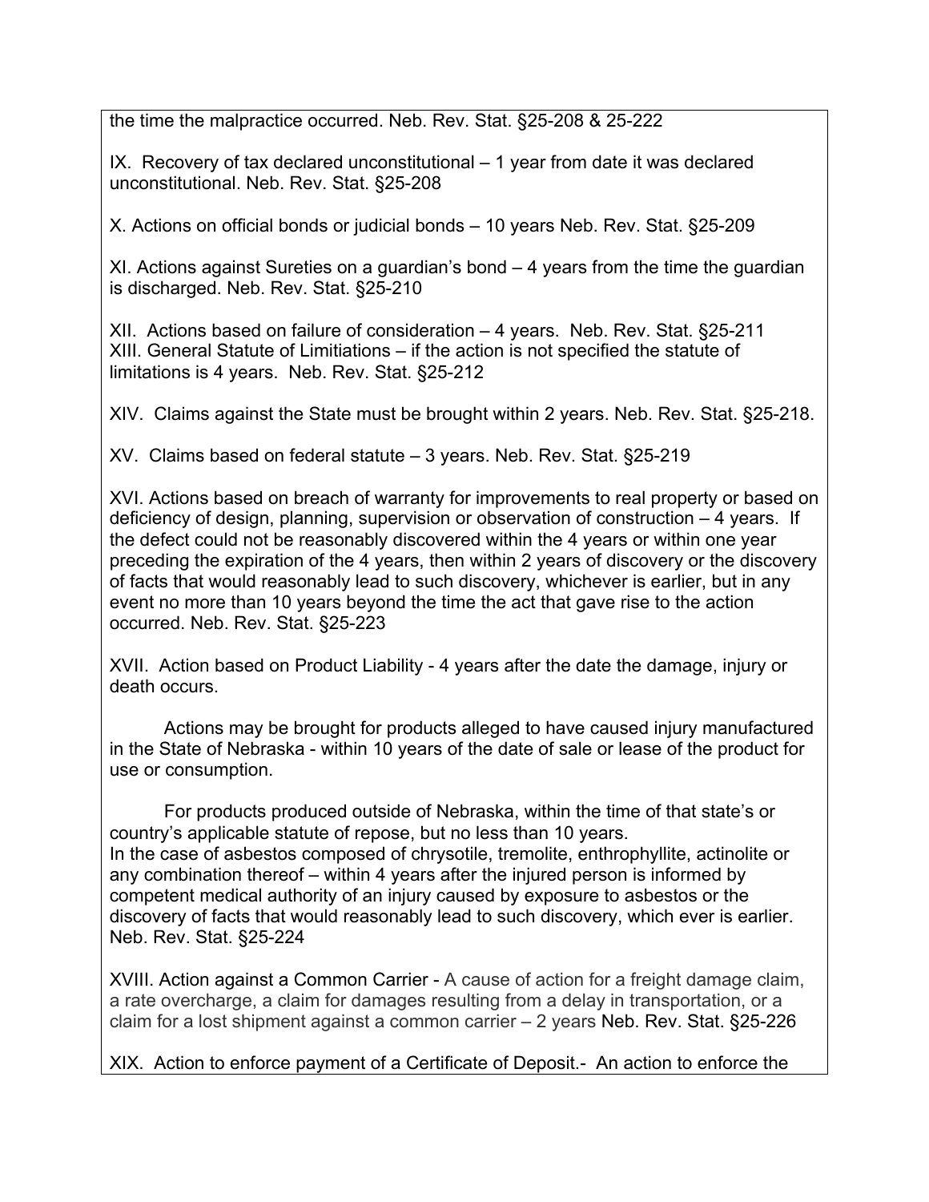the time the malpractice occurred. Neb. Rev. Stat. §25-208 & 25-222

IX. Recovery of tax declared unconstitutional – 1 year from date it was declared unconstitutional. Neb. Rev. Stat. §25-208

X. Actions on official bonds or judicial bonds – 10 years Neb. Rev. Stat. §25-209

XI. Actions against Sureties on a guardian's bond – 4 years from the time the guardian is discharged. Neb. Rev. Stat. §25-210

XII. Actions based on failure of consideration – 4 years. Neb. Rev. Stat. §25-211
XIII. General Statute of Limitiations – if the action is not specified the statute of limitations is 4 years. Neb. Rev. Stat. §25-212

XIV. Claims against the State must be brought within 2 years. Neb. Rev. Stat. §25-218.

XV. Claims based on federal statute – 3 years. Neb. Rev. Stat. §25-219

XVI. Actions based on breach of warranty for improvements to real property or based on deficiency of design, planning, supervision or observation of construction – 4 years. If the defect could not be reasonably discovered within the 4 years or within one year preceding the expiration of the 4 years, then within 2 years of discovery or the discovery of facts that would reasonably lead to such discovery, whichever is earlier, but in any event no more than 10 years beyond the time the act that gave rise to the action occurred. Neb. Rev. Stat. §25-223

XVII. Action based on Product Liability - 4 years after the date the damage, injury or death occurs.

Actions may be brought for products alleged to have caused injury manufactured in the State of Nebraska - within 10 years of the date of sale or lease of the product for use or consumption.

For products produced outside of Nebraska, within the time of that state's or country's applicable statute of repose, but no less than 10 years.
In the case of asbestos composed of chrysotile, tremolite, enthrophyllite, actinolite or any combination thereof – within 4 years after the injured person is informed by competent medical authority of an injury caused by exposure to asbestos or the discovery of facts that would reasonably lead to such discovery, which ever is earlier. Neb. Rev. Stat. §25-224

XVIII. Action against a Common Carrier - A cause of action for a freight damage claim, a rate overcharge, a claim for damages resulting from a delay in transportation, or a claim for a lost shipment against a common carrier – 2 years Neb. Rev. Stat. §25-226

XIX. Action to enforce payment of a Certificate of Deposit.- An action to enforce the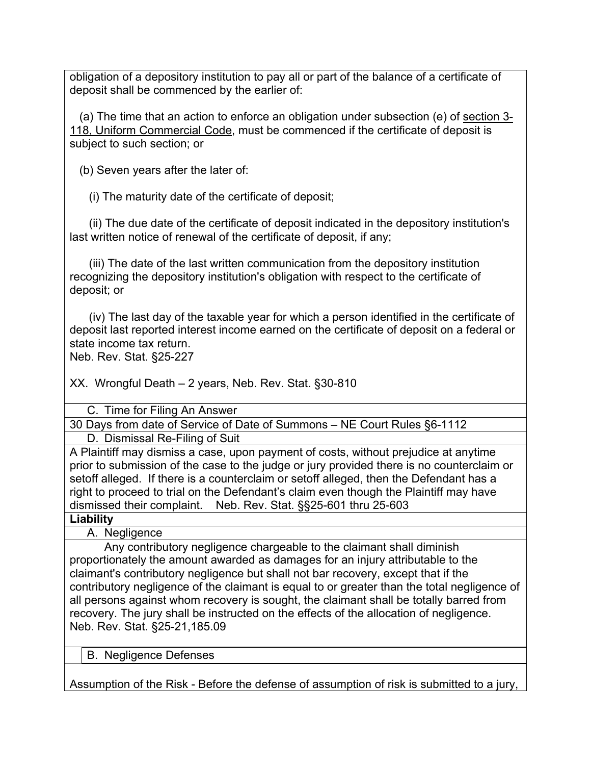obligation of a depository institution to pay all or part of the balance of a certificate of deposit shall be commenced by the earlier of:

(a) The time that an action to enforce an obligation under subsection (e) of section 3-118, Uniform Commercial Code, must be commenced if the certificate of deposit is subject to such section; or

(b) Seven years after the later of:

(i) The maturity date of the certificate of deposit;

(ii) The due date of the certificate of deposit indicated in the depository institution's last written notice of renewal of the certificate of deposit, if any;

(iii) The date of the last written communication from the depository institution recognizing the depository institution's obligation with respect to the certificate of deposit; or

(iv) The last day of the taxable year for which a person identified in the certificate of deposit last reported interest income earned on the certificate of deposit on a federal or state income tax return.
Neb. Rev. Stat. §25-227

XX. Wrongful Death – 2 years, Neb. Rev. Stat. §30-810

C. Time for Filing An Answer

30 Days from date of Service of Date of Summons – NE Court Rules §6-1112

D. Dismissal Re-Filing of Suit

A Plaintiff may dismiss a case, upon payment of costs, without prejudice at anytime prior to submission of the case to the judge or jury provided there is no counterclaim or setoff alleged. If there is a counterclaim or setoff alleged, then the Defendant has a right to proceed to trial on the Defendant's claim even though the Plaintiff may have dismissed their complaint. Neb. Rev. Stat. §§25-601 thru 25-603

**Liability**

A. Negligence

Any contributory negligence chargeable to the claimant shall diminish proportionately the amount awarded as damages for an injury attributable to the claimant's contributory negligence but shall not bar recovery, except that if the contributory negligence of the claimant is equal to or greater than the total negligence of all persons against whom recovery is sought, the claimant shall be totally barred from recovery. The jury shall be instructed on the effects of the allocation of negligence. Neb. Rev. Stat. §25-21,185.09

B. Negligence Defenses

Assumption of the Risk - Before the defense of assumption of risk is submitted to a jury,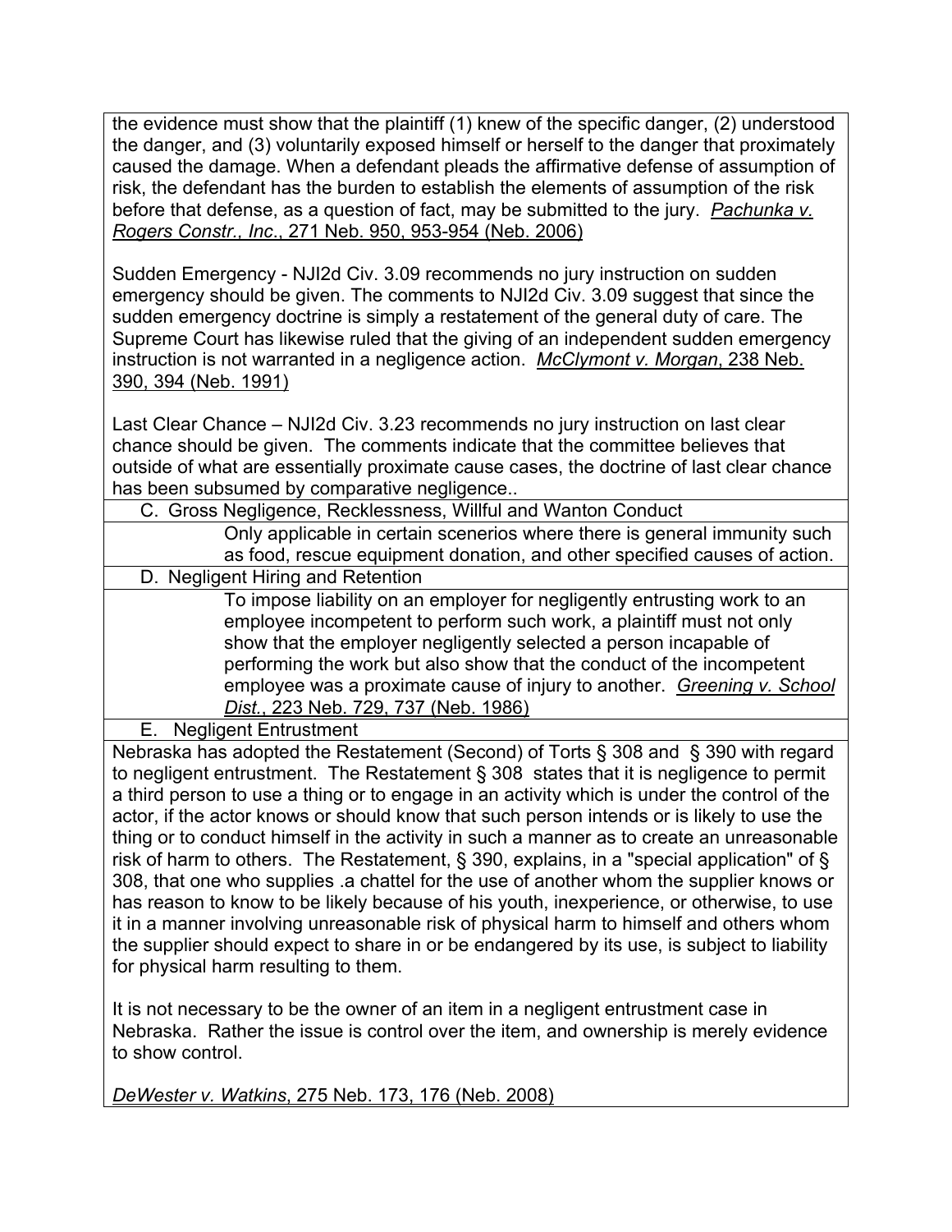the evidence must show that the plaintiff (1) knew of the specific danger, (2) understood the danger, and (3) voluntarily exposed himself or herself to the danger that proximately caused the damage. When a defendant pleads the affirmative defense of assumption of risk, the defendant has the burden to establish the elements of assumption of the risk before that defense, as a question of fact, may be submitted to the jury. *Pachunka v. Rogers Constr., Inc.*, 271 Neb. 950, 953-954 (Neb. 2006)

Sudden Emergency - NJI2d Civ. 3.09 recommends no jury instruction on sudden emergency should be given. The comments to NJI2d Civ. 3.09 suggest that since the sudden emergency doctrine is simply a restatement of the general duty of care. The Supreme Court has likewise ruled that the giving of an independent sudden emergency instruction is not warranted in a negligence action. *McClymont v. Morgan*, 238 Neb. 390, 394 (Neb. 1991)

Last Clear Chance – NJI2d Civ. 3.23 recommends no jury instruction on last clear chance should be given. The comments indicate that the committee believes that outside of what are essentially proximate cause cases, the doctrine of last clear chance has been subsumed by comparative negligence..

### C. Gross Negligence, Recklessness, Willful and Wanton Conduct

Only applicable in certain scenerios where there is general immunity such as food, rescue equipment donation, and other specified causes of action.

### D. Negligent Hiring and Retention

To impose liability on an employer for negligently entrusting work to an employee incompetent to perform such work, a plaintiff must not only show that the employer negligently selected a person incapable of performing the work but also show that the conduct of the incompetent employee was a proximate cause of injury to another. *Greening v. School Dist.*, 223 Neb. 729, 737 (Neb. 1986)

### E. Negligent Entrustment

Nebraska has adopted the Restatement (Second) of Torts § 308 and § 390 with regard to negligent entrustment. The Restatement § 308 states that it is negligence to permit a third person to use a thing or to engage in an activity which is under the control of the actor, if the actor knows or should know that such person intends or is likely to use the thing or to conduct himself in the activity in such a manner as to create an unreasonable risk of harm to others. The Restatement, § 390, explains, in a "special application" of § 308, that one who supplies .a chattel for the use of another whom the supplier knows or has reason to know to be likely because of his youth, inexperience, or otherwise, to use it in a manner involving unreasonable risk of physical harm to himself and others whom the supplier should expect to share in or be endangered by its use, is subject to liability for physical harm resulting to them.

It is not necessary to be the owner of an item in a negligent entrustment case in Nebraska. Rather the issue is control over the item, and ownership is merely evidence to show control.

*DeWester v. Watkins*, 275 Neb. 173, 176 (Neb. 2008)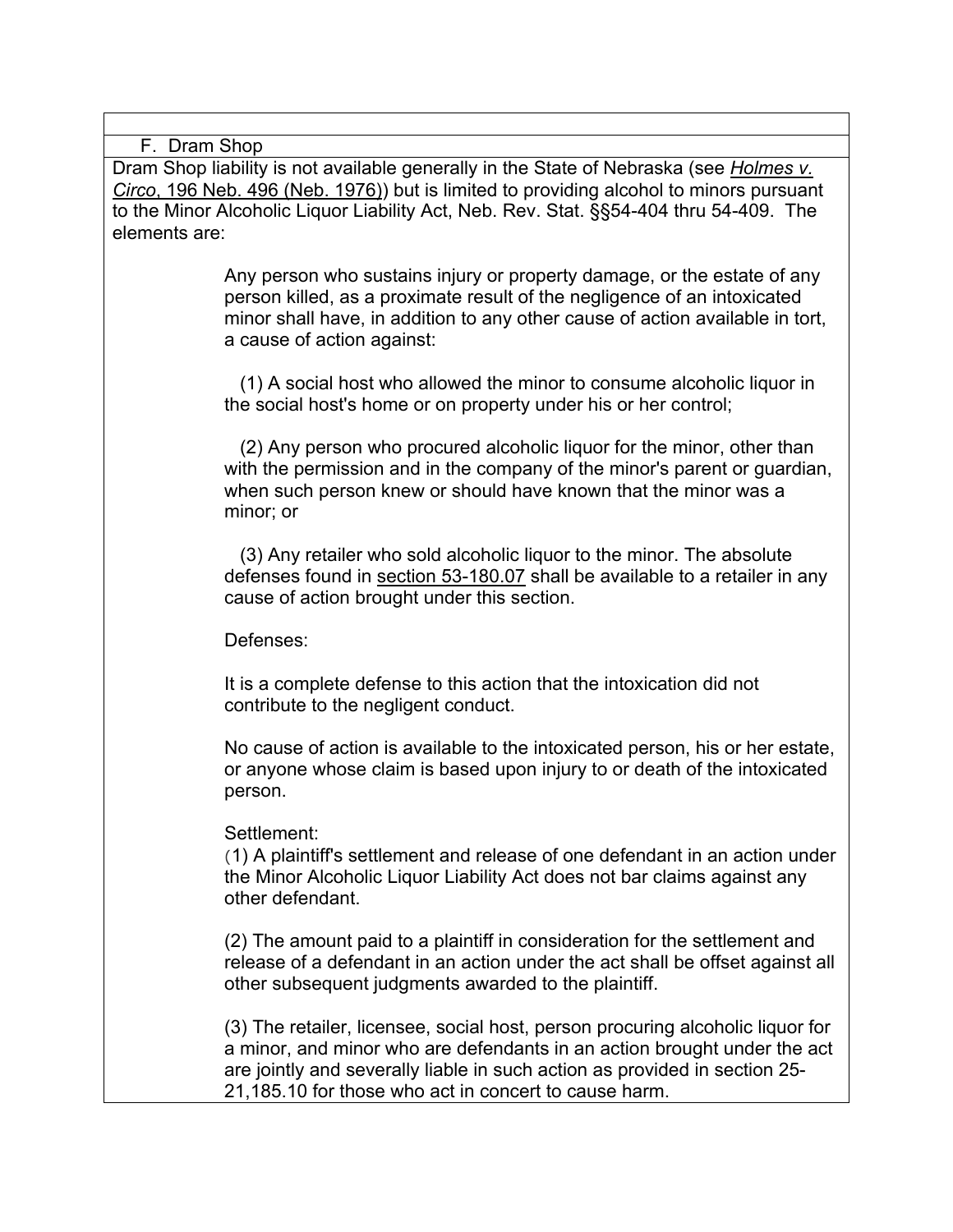### F. Dram Shop

Dram Shop liability is not available generally in the State of Nebraska (see *Holmes v. Circo*, 196 Neb. 496 (Neb. 1976)) but is limited to providing alcohol to minors pursuant to the Minor Alcoholic Liquor Liability Act, Neb. Rev. Stat. §§54-404 thru 54-409. The elements are:

> Any person who sustains injury or property damage, or the estate of any person killed, as a proximate result of the negligence of an intoxicated minor shall have, in addition to any other cause of action available in tort, a cause of action against:
>
> (1) A social host who allowed the minor to consume alcoholic liquor in the social host's home or on property under his or her control;
>
> (2) Any person who procured alcoholic liquor for the minor, other than with the permission and in the company of the minor's parent or guardian, when such person knew or should have known that the minor was a minor; or
>
> (3) Any retailer who sold alcoholic liquor to the minor. The absolute defenses found in section 53-180.07 shall be available to a retailer in any cause of action brought under this section.
>
> Defenses:
>
> It is a complete defense to this action that the intoxication did not contribute to the negligent conduct.
>
> No cause of action is available to the intoxicated person, his or her estate, or anyone whose claim is based upon injury to or death of the intoxicated person.
>
> Settlement:
>
> (1) A plaintiff's settlement and release of one defendant in an action under the Minor Alcoholic Liquor Liability Act does not bar claims against any other defendant.
>
> (2) The amount paid to a plaintiff in consideration for the settlement and release of a defendant in an action under the act shall be offset against all other subsequent judgments awarded to the plaintiff.
>
> (3) The retailer, licensee, social host, person procuring alcoholic liquor for a minor, and minor who are defendants in an action brought under the act are jointly and severally liable in such action as provided in section 25-21,185.10 for those who act in concert to cause harm.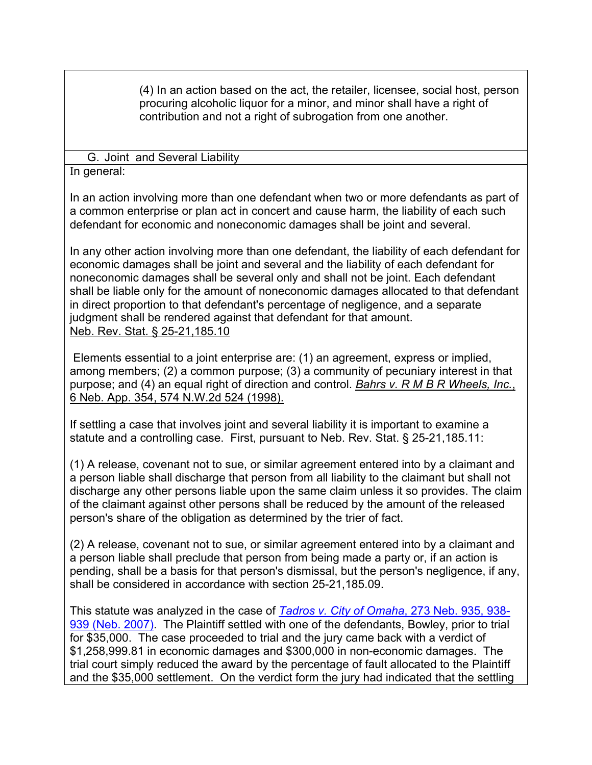(4) In an action based on the act, the retailer, licensee, social host, person procuring alcoholic liquor for a minor, and minor shall have a right of contribution and not a right of subrogation from one another.

## G. Joint and Several Liability

In general:

In an action involving more than one defendant when two or more defendants as part of a common enterprise or plan act in concert and cause harm, the liability of each such defendant for economic and noneconomic damages shall be joint and several.

In any other action involving more than one defendant, the liability of each defendant for economic damages shall be joint and several and the liability of each defendant for noneconomic damages shall be several only and shall not be joint. Each defendant shall be liable only for the amount of noneconomic damages allocated to that defendant in direct proportion to that defendant's percentage of negligence, and a separate judgment shall be rendered against that defendant for that amount.
Neb. Rev. Stat. § 25-21,185.10

Elements essential to a joint enterprise are: (1) an agreement, express or implied, among members; (2) a common purpose; (3) a community of pecuniary interest in that purpose; and (4) an equal right of direction and control. *Bahrs v. R M B R Wheels, Inc.*, 6 Neb. App. 354, 574 N.W.2d 524 (1998).

If settling a case that involves joint and several liability it is important to examine a statute and a controlling case. First, pursuant to Neb. Rev. Stat. § 25-21,185.11:

(1) A release, covenant not to sue, or similar agreement entered into by a claimant and a person liable shall discharge that person from all liability to the claimant but shall not discharge any other persons liable upon the same claim unless it so provides. The claim of the claimant against other persons shall be reduced by the amount of the released person's share of the obligation as determined by the trier of fact.

(2) A release, covenant not to sue, or similar agreement entered into by a claimant and a person liable shall preclude that person from being made a party or, if an action is pending, shall be a basis for that person's dismissal, but the person's negligence, if any, shall be considered in accordance with section 25-21,185.09.

This statute was analyzed in the case of *Tadros v. City of Omaha*, 273 Neb. 935, 938-939 (Neb. 2007). The Plaintiff settled with one of the defendants, Bowley, prior to trial for $35,000. The case proceeded to trial and the jury came back with a verdict of $1,258,999.81 in economic damages and $300,000 in non-economic damages. The trial court simply reduced the award by the percentage of fault allocated to the Plaintiff and the $35,000 settlement. On the verdict form the jury had indicated that the settling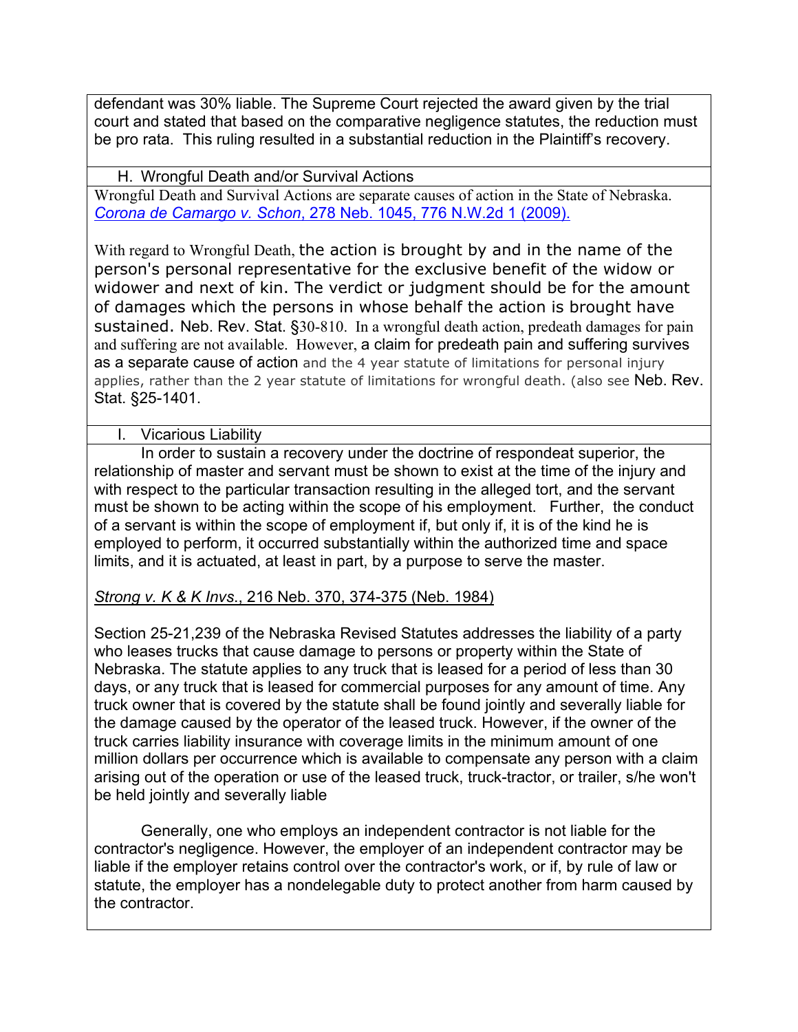defendant was 30% liable. The Supreme Court rejected the award given by the trial court and stated that based on the comparative negligence statutes, the reduction must be pro rata. This ruling resulted in a substantial reduction in the Plaintiff's recovery.

### H. Wrongful Death and/or Survival Actions

Wrongful Death and Survival Actions are separate causes of action in the State of Nebraska. *Corona de Camargo v. Schon*, 278 Neb. 1045, 776 N.W.2d 1 (2009).

With regard to Wrongful Death, the action is brought by and in the name of the person's personal representative for the exclusive benefit of the widow or widower and next of kin. The verdict or judgment should be for the amount of damages which the persons in whose behalf the action is brought have sustained. Neb. Rev. Stat. §30-810. In a wrongful death action, predeath damages for pain and suffering are not available. However, a claim for predeath pain and suffering survives as a separate cause of action and the 4 year statute of limitations for personal injury applies, rather than the 2 year statute of limitations for wrongful death. (also see Neb. Rev. Stat. §25-1401.

### I. Vicarious Liability

In order to sustain a recovery under the doctrine of respondeat superior, the relationship of master and servant must be shown to exist at the time of the injury and with respect to the particular transaction resulting in the alleged tort, and the servant must be shown to be acting within the scope of his employment. Further, the conduct of a servant is within the scope of employment if, but only if, it is of the kind he is employed to perform, it occurred substantially within the authorized time and space limits, and it is actuated, at least in part, by a purpose to serve the master.

*Strong v. K & K Invs.*, 216 Neb. 370, 374-375 (Neb. 1984)

Section 25-21,239 of the Nebraska Revised Statutes addresses the liability of a party who leases trucks that cause damage to persons or property within the State of Nebraska. The statute applies to any truck that is leased for a period of less than 30 days, or any truck that is leased for commercial purposes for any amount of time. Any truck owner that is covered by the statute shall be found jointly and severally liable for the damage caused by the operator of the leased truck. However, if the owner of the truck carries liability insurance with coverage limits in the minimum amount of one million dollars per occurrence which is available to compensate any person with a claim arising out of the operation or use of the leased truck, truck-tractor, or trailer, s/he won't be held jointly and severally liable

Generally, one who employs an independent contractor is not liable for the contractor's negligence. However, the employer of an independent contractor may be liable if the employer retains control over the contractor's work, or if, by rule of law or statute, the employer has a nondelegable duty to protect another from harm caused by the contractor.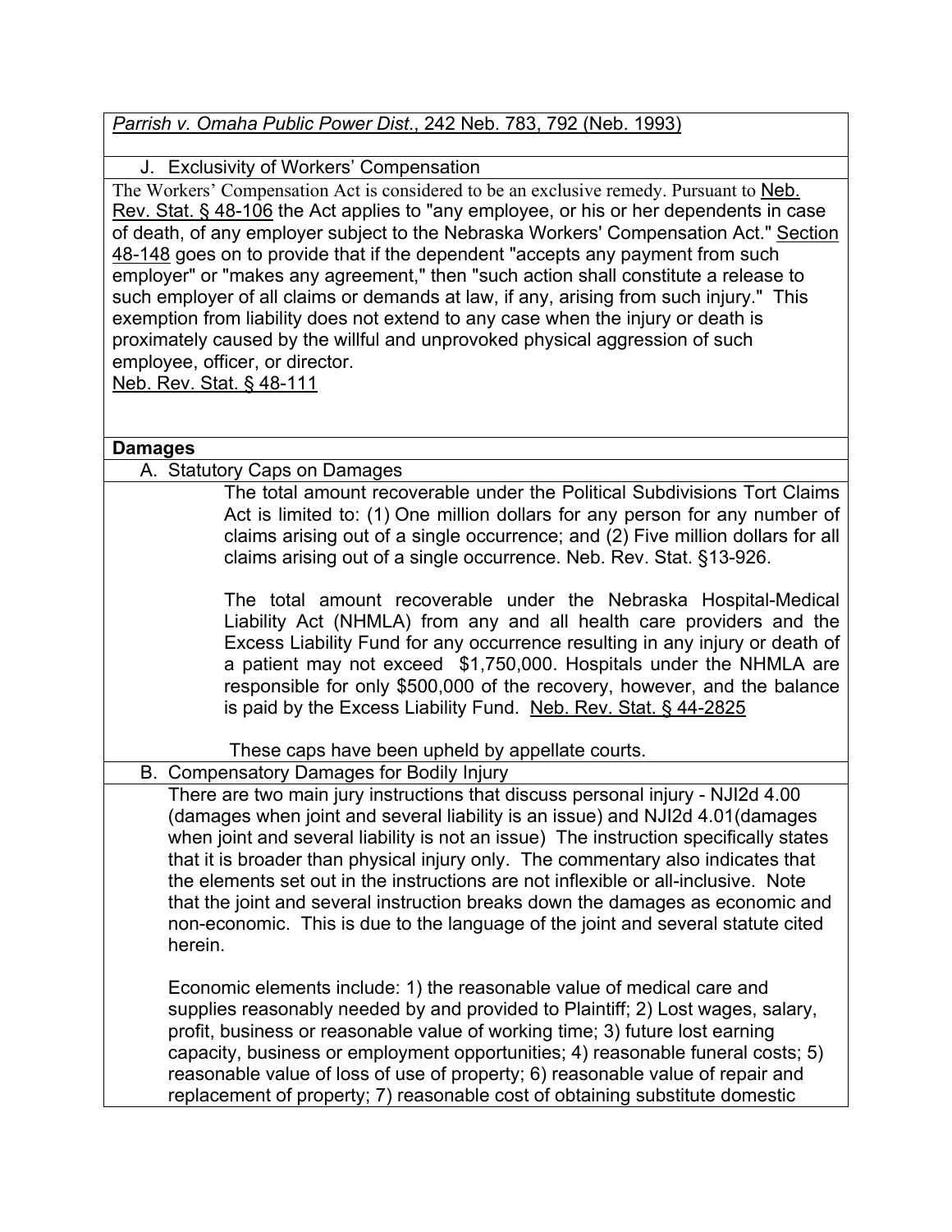*Parrish v. Omaha Public Power Dist*., 242 Neb. 783, 792 (Neb. 1993)

J. Exclusivity of Workers' Compensation

The Workers' Compensation Act is considered to be an exclusive remedy. Pursuant to Neb. Rev. Stat. § 48-106 the Act applies to "any employee, or his or her dependents in case of death, of any employer subject to the Nebraska Workers' Compensation Act." Section 48-148 goes on to provide that if the dependent "accepts any payment from such employer" or "makes any agreement," then "such action shall constitute a release to such employer of all claims or demands at law, if any, arising from such injury." This exemption from liability does not extend to any case when the injury or death is proximately caused by the willful and unprovoked physical aggression of such employee, officer, or director.
Neb. Rev. Stat. § 48-111

**Damages**

A. Statutory Caps on Damages

The total amount recoverable under the Political Subdivisions Tort Claims Act is limited to: (1) One million dollars for any person for any number of claims arising out of a single occurrence; and (2) Five million dollars for all claims arising out of a single occurrence. Neb. Rev. Stat. §13-926.

The total amount recoverable under the Nebraska Hospital-Medical Liability Act (NHMLA) from any and all health care providers and the Excess Liability Fund for any occurrence resulting in any injury or death of a patient may not exceed $1,750,000. Hospitals under the NHMLA are responsible for only $500,000 of the recovery, however, and the balance is paid by the Excess Liability Fund. Neb. Rev. Stat. § 44-2825

These caps have been upheld by appellate courts.

B. Compensatory Damages for Bodily Injury

There are two main jury instructions that discuss personal injury - NJI2d 4.00 (damages when joint and several liability is an issue) and NJI2d 4.01(damages when joint and several liability is not an issue) The instruction specifically states that it is broader than physical injury only. The commentary also indicates that the elements set out in the instructions are not inflexible or all-inclusive. Note that the joint and several instruction breaks down the damages as economic and non-economic. This is due to the language of the joint and several statute cited herein.

Economic elements include: 1) the reasonable value of medical care and supplies reasonably needed by and provided to Plaintiff; 2) Lost wages, salary, profit, business or reasonable value of working time; 3) future lost earning capacity, business or employment opportunities; 4) reasonable funeral costs; 5) reasonable value of loss of use of property; 6) reasonable value of repair and replacement of property; 7) reasonable cost of obtaining substitute domestic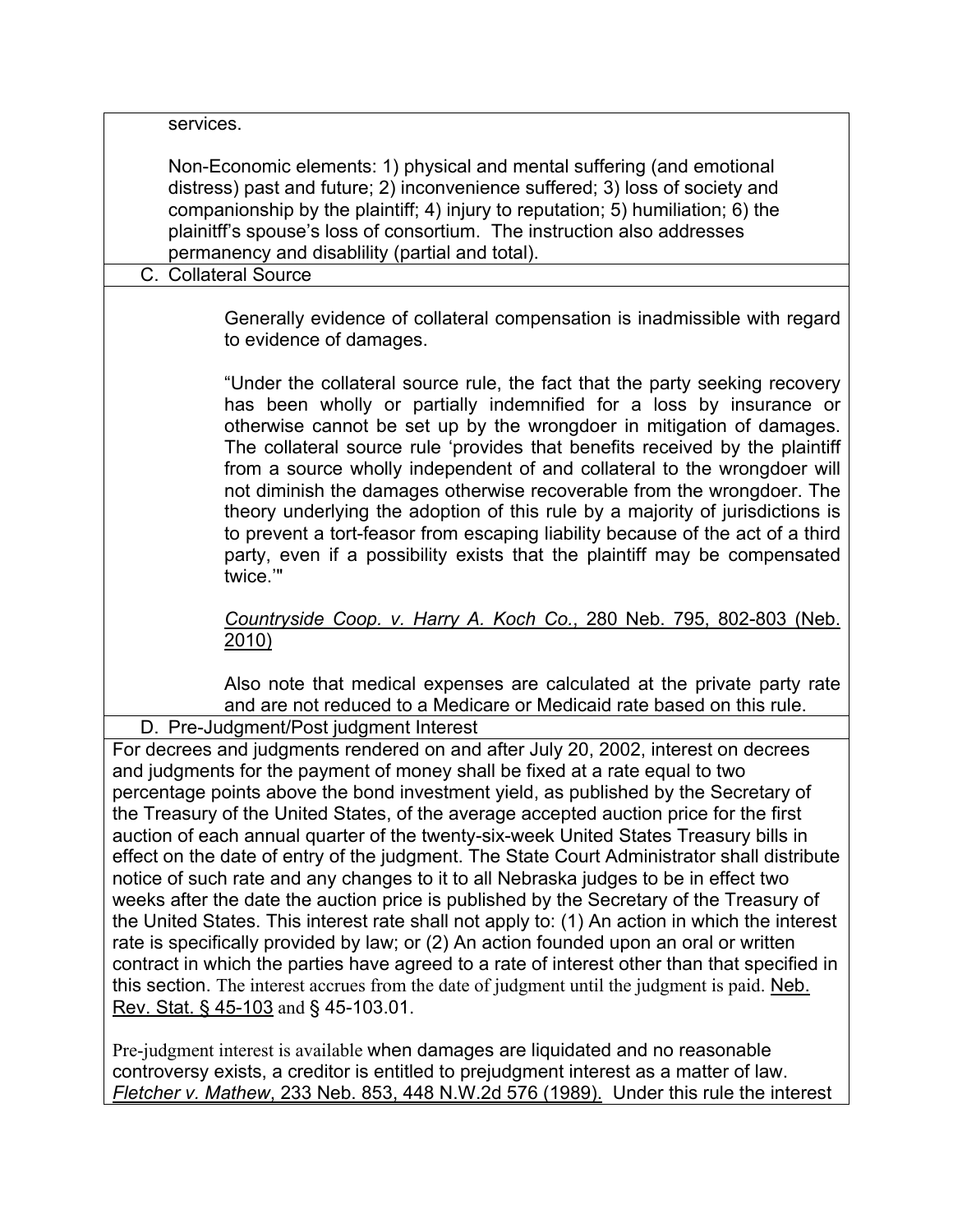services.

Non-Economic elements: 1) physical and mental suffering (and emotional distress) past and future; 2) inconvenience suffered; 3) loss of society and companionship by the plaintiff; 4) injury to reputation; 5) humiliation; 6) the plainitff's spouse's loss of consortium. The instruction also addresses permanency and disablility (partial and total).

C. Collateral Source

Generally evidence of collateral compensation is inadmissible with regard to evidence of damages.

"Under the collateral source rule, the fact that the party seeking recovery has been wholly or partially indemnified for a loss by insurance or otherwise cannot be set up by the wrongdoer in mitigation of damages. The collateral source rule 'provides that benefits received by the plaintiff from a source wholly independent of and collateral to the wrongdoer will not diminish the damages otherwise recoverable from the wrongdoer. The theory underlying the adoption of this rule by a majority of jurisdictions is to prevent a tort-feasor from escaping liability because of the act of a third party, even if a possibility exists that the plaintiff may be compensated twice.'"

*Countryside Coop. v. Harry A. Koch Co.*, 280 Neb. 795, 802-803 (Neb. 2010)

Also note that medical expenses are calculated at the private party rate and are not reduced to a Medicare or Medicaid rate based on this rule.

D. Pre-Judgment/Post judgment Interest

For decrees and judgments rendered on and after July 20, 2002, interest on decrees and judgments for the payment of money shall be fixed at a rate equal to two percentage points above the bond investment yield, as published by the Secretary of the Treasury of the United States, of the average accepted auction price for the first auction of each annual quarter of the twenty-six-week United States Treasury bills in effect on the date of entry of the judgment. The State Court Administrator shall distribute notice of such rate and any changes to it to all Nebraska judges to be in effect two weeks after the date the auction price is published by the Secretary of the Treasury of the United States. This interest rate shall not apply to: (1) An action in which the interest rate is specifically provided by law; or (2) An action founded upon an oral or written contract in which the parties have agreed to a rate of interest other than that specified in this section. The interest accrues from the date of judgment until the judgment is paid. Neb. Rev. Stat. § 45-103 and § 45-103.01.

Pre-judgment interest is available when damages are liquidated and no reasonable controversy exists, a creditor is entitled to prejudgment interest as a matter of law. *Fletcher v. Mathew*, 233 Neb. 853, 448 N.W.2d 576 (1989). Under this rule the interest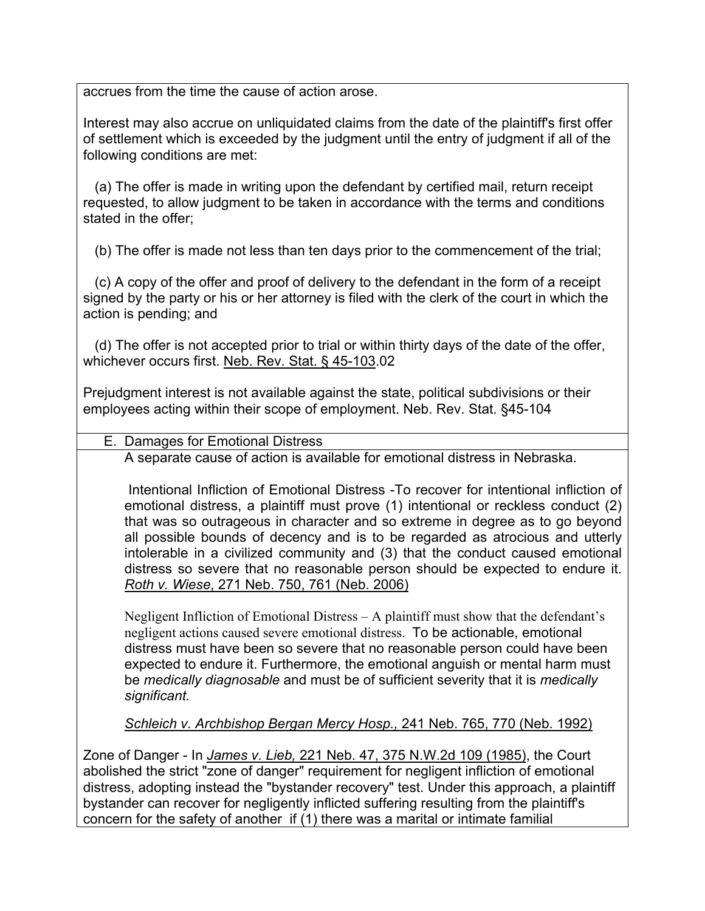accrues from the time the cause of action arose.

Interest may also accrue on unliquidated claims from the date of the plaintiff's first offer of settlement which is exceeded by the judgment until the entry of judgment if all of the following conditions are met:

(a) The offer is made in writing upon the defendant by certified mail, return receipt requested, to allow judgment to be taken in accordance with the terms and conditions stated in the offer;

(b) The offer is made not less than ten days prior to the commencement of the trial;

(c) A copy of the offer and proof of delivery to the defendant in the form of a receipt signed by the party or his or her attorney is filed with the clerk of the court in which the action is pending; and

(d) The offer is not accepted prior to trial or within thirty days of the date of the offer, whichever occurs first. Neb. Rev. Stat. § 45-103.02

Prejudgment interest is not available against the state, political subdivisions or their employees acting within their scope of employment. Neb. Rev. Stat. §45-104

## E. Damages for Emotional Distress

A separate cause of action is available for emotional distress in Nebraska.

Intentional Infliction of Emotional Distress -To recover for intentional infliction of emotional distress, a plaintiff must prove (1) intentional or reckless conduct (2) that was so outrageous in character and so extreme in degree as to go beyond all possible bounds of decency and is to be regarded as atrocious and utterly intolerable in a civilized community and (3) that the conduct caused emotional distress so severe that no reasonable person should be expected to endure it. *Roth v. Wiese,* 271 Neb. 750, 761 (Neb. 2006)

Negligent Infliction of Emotional Distress – A plaintiff must show that the defendant's negligent actions caused severe emotional distress. To be actionable, emotional distress must have been so severe that no reasonable person could have been expected to endure it. Furthermore, the emotional anguish or mental harm must be *medically diagnosable* and must be of sufficient severity that it is *medically significant.*

*Schleich v. Archbishop Bergan Mercy Hosp.,* 241 Neb. 765, 770 (Neb. 1992)

Zone of Danger - In *James v. Lieb,* 221 Neb. 47, 375 N.W.2d 109 (1985), the Court abolished the strict "zone of danger" requirement for negligent infliction of emotional distress, adopting instead the "bystander recovery" test. Under this approach, a plaintiff bystander can recover for negligently inflicted suffering resulting from the plaintiff's concern for the safety of another if (1) there was a marital or intimate familial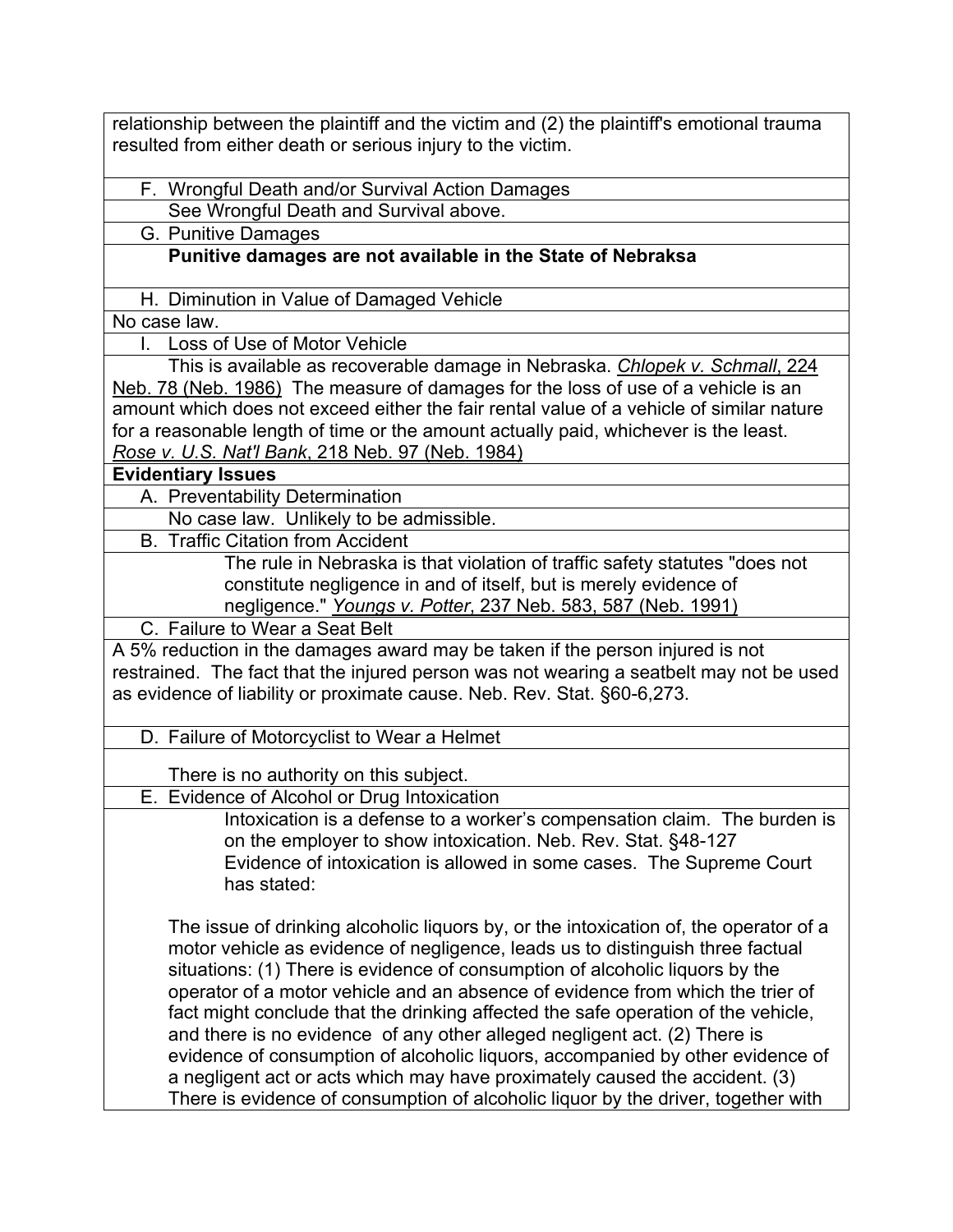relationship between the plaintiff and the victim and (2) the plaintiff's emotional trauma resulted from either death or serious injury to the victim.

F. Wrongful Death and/or Survival Action Damages

See Wrongful Death and Survival above.

G. Punitive Damages

**Punitive damages are not available in the State of Nebraksa**

H. Diminution in Value of Damaged Vehicle

No case law.

I. Loss of Use of Motor Vehicle

This is available as recoverable damage in Nebraska. *Chlopek v. Schmall*, 224 Neb. 78 (Neb. 1986) The measure of damages for the loss of use of a vehicle is an amount which does not exceed either the fair rental value of a vehicle of similar nature for a reasonable length of time or the amount actually paid, whichever is the least. *Rose v. U.S. Nat'l Bank*, 218 Neb. 97 (Neb. 1984)

**Evidentiary Issues**

A. Preventability Determination

No case law. Unlikely to be admissible.

B. Traffic Citation from Accident

The rule in Nebraska is that violation of traffic safety statutes "does not constitute negligence in and of itself, but is merely evidence of negligence." *Youngs v. Potter*, 237 Neb. 583, 587 (Neb. 1991)

C. Failure to Wear a Seat Belt

A 5% reduction in the damages award may be taken if the person injured is not restrained. The fact that the injured person was not wearing a seatbelt may not be used as evidence of liability or proximate cause. Neb. Rev. Stat. §60-6,273.

D. Failure of Motorcyclist to Wear a Helmet

There is no authority on this subject.

E. Evidence of Alcohol or Drug Intoxication

Intoxication is a defense to a worker's compensation claim. The burden is on the employer to show intoxication. Neb. Rev. Stat. §48-127
Evidence of intoxication is allowed in some cases. The Supreme Court has stated:

The issue of drinking alcoholic liquors by, or the intoxication of, the operator of a motor vehicle as evidence of negligence, leads us to distinguish three factual situations: (1) There is evidence of consumption of alcoholic liquors by the operator of a motor vehicle and an absence of evidence from which the trier of fact might conclude that the drinking affected the safe operation of the vehicle, and there is no evidence of any other alleged negligent act. (2) There is evidence of consumption of alcoholic liquors, accompanied by other evidence of a negligent act or acts which may have proximately caused the accident. (3) There is evidence of consumption of alcoholic liquor by the driver, together with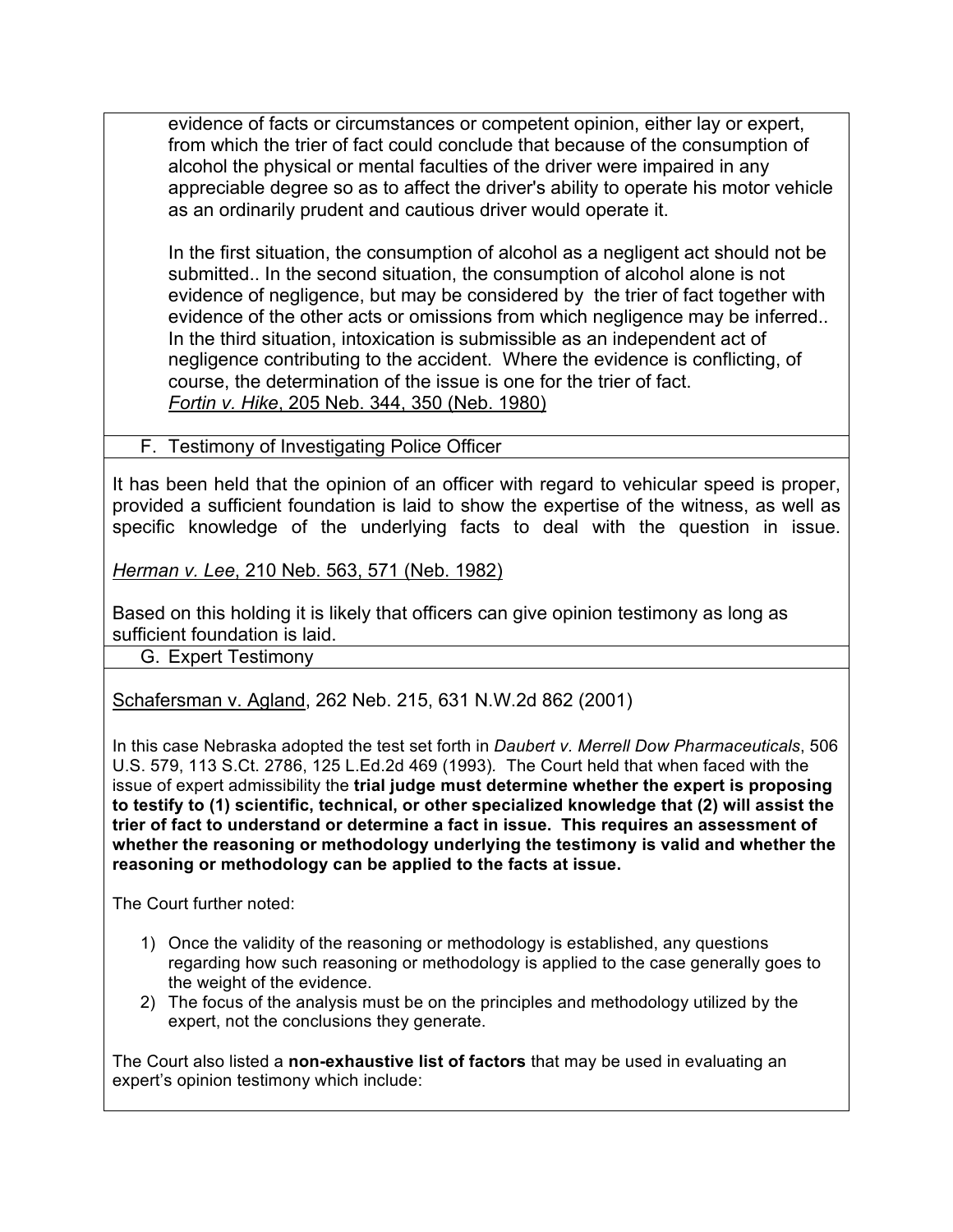evidence of facts or circumstances or competent opinion, either lay or expert, from which the trier of fact could conclude that because of the consumption of alcohol the physical or mental faculties of the driver were impaired in any appreciable degree so as to affect the driver's ability to operate his motor vehicle as an ordinarily prudent and cautious driver would operate it.

In the first situation, the consumption of alcohol as a negligent act should not be submitted.. In the second situation, the consumption of alcohol alone is not evidence of negligence, but may be considered by the trier of fact together with evidence of the other acts or omissions from which negligence may be inferred.. In the third situation, intoxication is submissible as an independent act of negligence contributing to the accident. Where the evidence is conflicting, of course, the determination of the issue is one for the trier of fact.
*Fortin v. Hike*, 205 Neb. 344, 350 (Neb. 1980)

F. Testimony of Investigating Police Officer

It has been held that the opinion of an officer with regard to vehicular speed is proper, provided a sufficient foundation is laid to show the expertise of the witness, as well as specific knowledge of the underlying facts to deal with the question in issue.

*Herman v. Lee*, 210 Neb. 563, 571 (Neb. 1982)

Based on this holding it is likely that officers can give opinion testimony as long as sufficient foundation is laid.

G. Expert Testimony

Schafersman v. Agland, 262 Neb. 215, 631 N.W.2d 862 (2001)

In this case Nebraska adopted the test set forth in *Daubert v. Merrell Dow Pharmaceuticals*, 506 U.S. 579, 113 S.Ct. 2786, 125 L.Ed.2d 469 (1993). The Court held that when faced with the issue of expert admissibility the **trial judge must determine whether the expert is proposing to testify to (1) scientific, technical, or other specialized knowledge that (2) will assist the trier of fact to understand or determine a fact in issue. This requires an assessment of whether the reasoning or methodology underlying the testimony is valid and whether the reasoning or methodology can be applied to the facts at issue.**

The Court further noted:

1) Once the validity of the reasoning or methodology is established, any questions regarding how such reasoning or methodology is applied to the case generally goes to the weight of the evidence.
2) The focus of the analysis must be on the principles and methodology utilized by the expert, not the conclusions they generate.

The Court also listed a **non-exhaustive list of factors** that may be used in evaluating an expert's opinion testimony which include: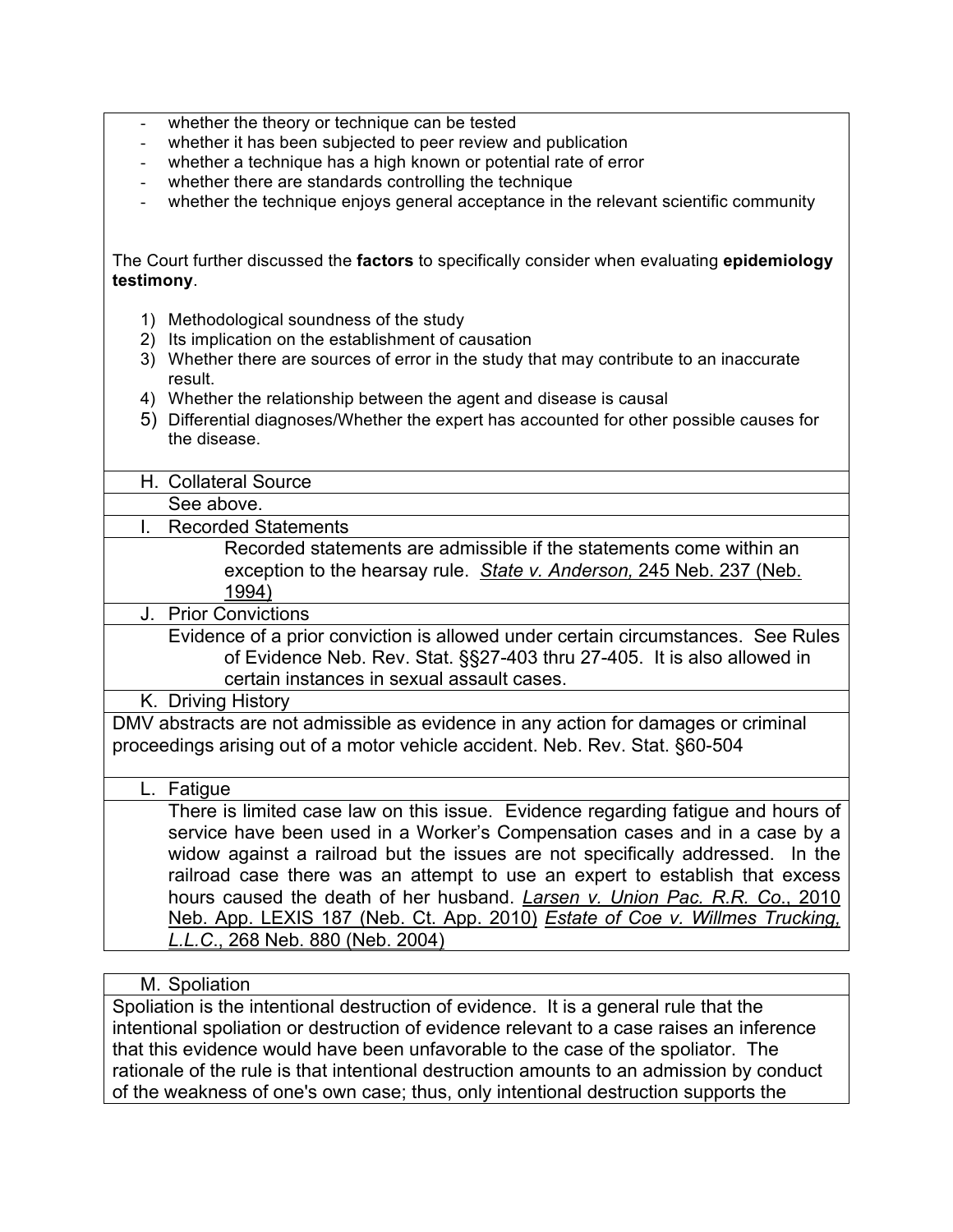- whether the theory or technique can be tested
- whether it has been subjected to peer review and publication
- whether a technique has a high known or potential rate of error
- whether there are standards controlling the technique
- whether the technique enjoys general acceptance in the relevant scientific community

The Court further discussed the **factors** to specifically consider when evaluating **epidemiology testimony**.

1) Methodological soundness of the study
2) Its implication on the establishment of causation
3) Whether there are sources of error in the study that may contribute to an inaccurate result.
4) Whether the relationship between the agent and disease is causal
5) Differential diagnoses/Whether the expert has accounted for other possible causes for the disease.

### H. Collateral Source

See above.

### I. Recorded Statements

Recorded statements are admissible if the statements come within an exception to the hearsay rule. *State v. Anderson,* 245 Neb. 237 (Neb. 1994)

### J. Prior Convictions

Evidence of a prior conviction is allowed under certain circumstances. See Rules of Evidence Neb. Rev. Stat. §§27-403 thru 27-405. It is also allowed in certain instances in sexual assault cases.

### K. Driving History

DMV abstracts are not admissible as evidence in any action for damages or criminal proceedings arising out of a motor vehicle accident. Neb. Rev. Stat. §60-504

### L. Fatigue

There is limited case law on this issue. Evidence regarding fatigue and hours of service have been used in a Worker's Compensation cases and in a case by a widow against a railroad but the issues are not specifically addressed. In the railroad case there was an attempt to use an expert to establish that excess hours caused the death of her husband. *Larsen v. Union Pac. R.R. Co.*, 2010 Neb. App. LEXIS 187 (Neb. Ct. App. 2010) *Estate of Coe v. Willmes Trucking, L.L.C.*, 268 Neb. 880 (Neb. 2004)

### M. Spoliation

Spoliation is the intentional destruction of evidence. It is a general rule that the intentional spoliation or destruction of evidence relevant to a case raises an inference that this evidence would have been unfavorable to the case of the spoliator. The rationale of the rule is that intentional destruction amounts to an admission by conduct of the weakness of one's own case; thus, only intentional destruction supports the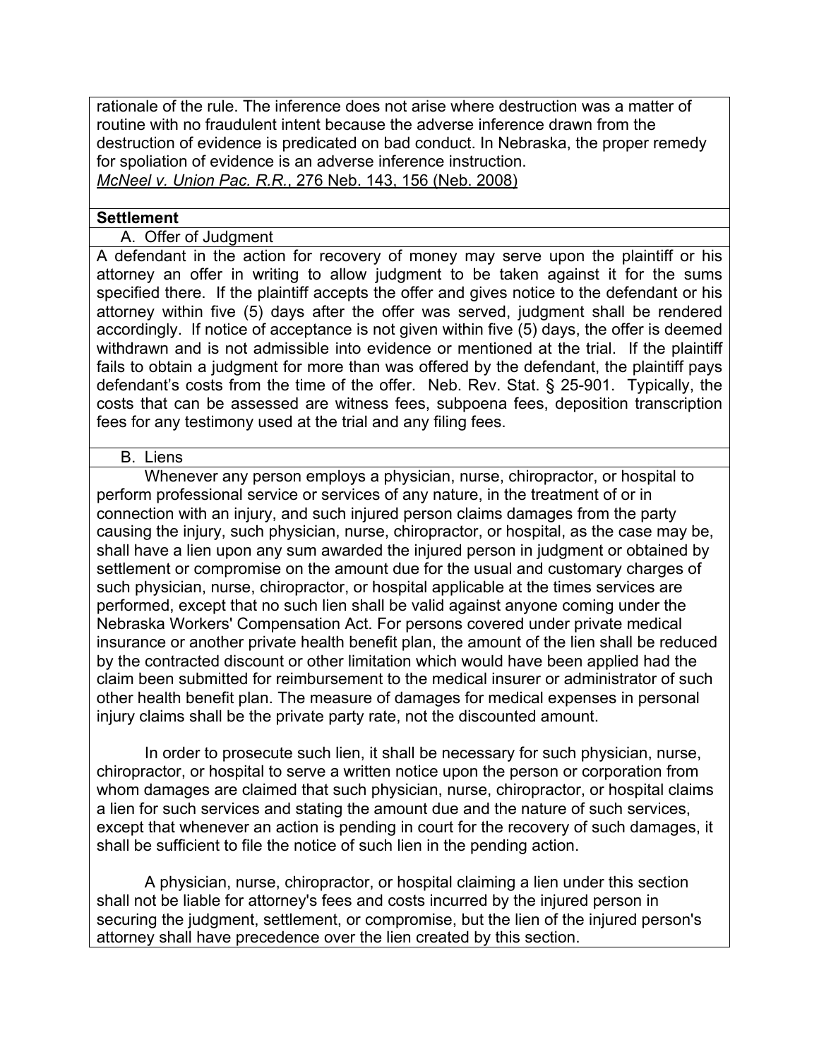rationale of the rule. The inference does not arise where destruction was a matter of routine with no fraudulent intent because the adverse inference drawn from the destruction of evidence is predicated on bad conduct. In Nebraska, the proper remedy for spoliation of evidence is an adverse inference instruction.
*McNeel v. Union Pac. R.R.*, 276 Neb. 143, 156 (Neb. 2008)

**Settlement**

A. Offer of Judgment

A defendant in the action for recovery of money may serve upon the plaintiff or his attorney an offer in writing to allow judgment to be taken against it for the sums specified there. If the plaintiff accepts the offer and gives notice to the defendant or his attorney within five (5) days after the offer was served, judgment shall be rendered accordingly. If notice of acceptance is not given within five (5) days, the offer is deemed withdrawn and is not admissible into evidence or mentioned at the trial. If the plaintiff fails to obtain a judgment for more than was offered by the defendant, the plaintiff pays defendant's costs from the time of the offer. Neb. Rev. Stat. § 25-901. Typically, the costs that can be assessed are witness fees, subpoena fees, deposition transcription fees for any testimony used at the trial and any filing fees.

B. Liens

Whenever any person employs a physician, nurse, chiropractor, or hospital to perform professional service or services of any nature, in the treatment of or in connection with an injury, and such injured person claims damages from the party causing the injury, such physician, nurse, chiropractor, or hospital, as the case may be, shall have a lien upon any sum awarded the injured person in judgment or obtained by settlement or compromise on the amount due for the usual and customary charges of such physician, nurse, chiropractor, or hospital applicable at the times services are performed, except that no such lien shall be valid against anyone coming under the Nebraska Workers' Compensation Act. For persons covered under private medical insurance or another private health benefit plan, the amount of the lien shall be reduced by the contracted discount or other limitation which would have been applied had the claim been submitted for reimbursement to the medical insurer or administrator of such other health benefit plan. The measure of damages for medical expenses in personal injury claims shall be the private party rate, not the discounted amount.

In order to prosecute such lien, it shall be necessary for such physician, nurse, chiropractor, or hospital to serve a written notice upon the person or corporation from whom damages are claimed that such physician, nurse, chiropractor, or hospital claims a lien for such services and stating the amount due and the nature of such services, except that whenever an action is pending in court for the recovery of such damages, it shall be sufficient to file the notice of such lien in the pending action.

A physician, nurse, chiropractor, or hospital claiming a lien under this section shall not be liable for attorney's fees and costs incurred by the injured person in securing the judgment, settlement, or compromise, but the lien of the injured person's attorney shall have precedence over the lien created by this section.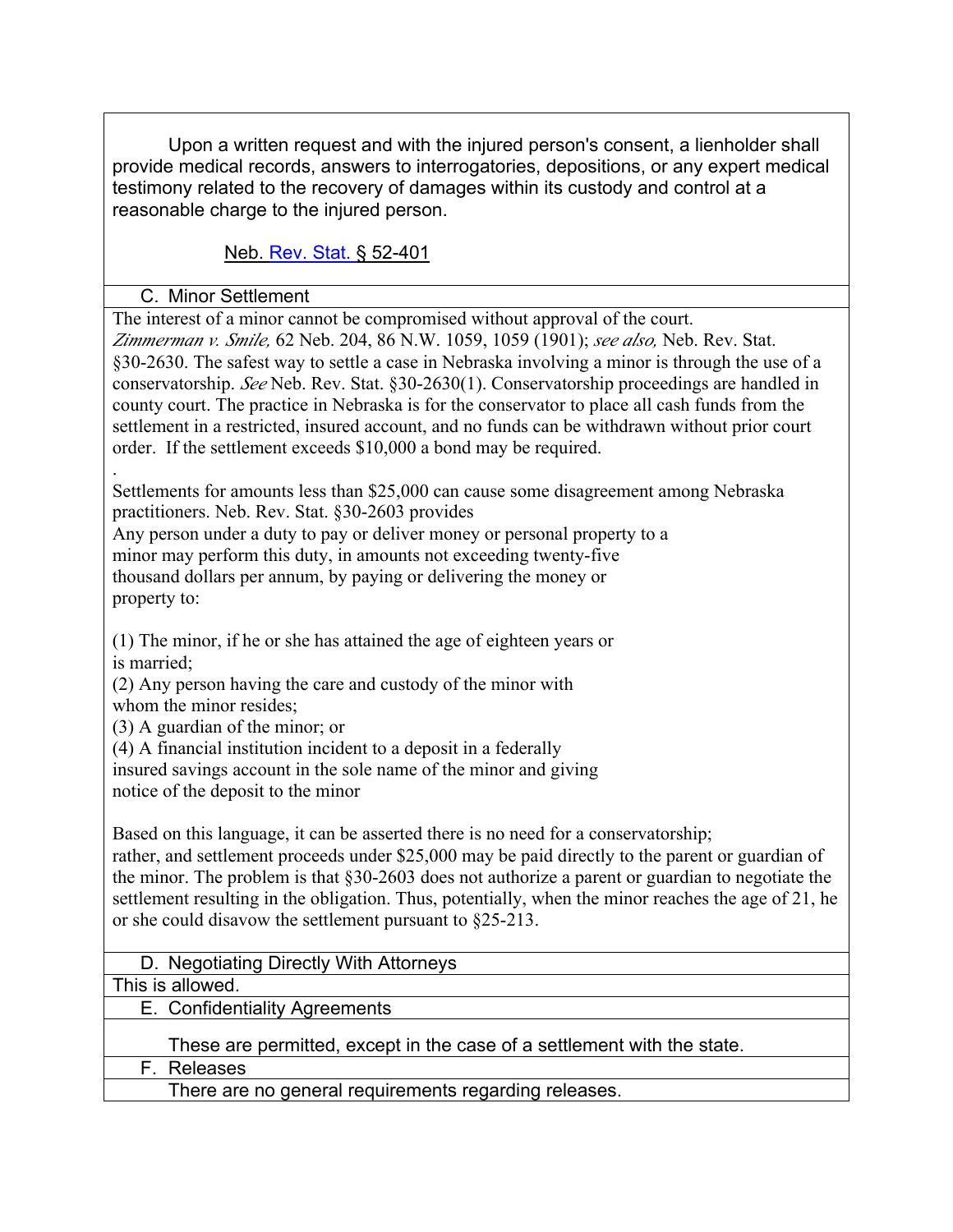Upon a written request and with the injured person's consent, a lienholder shall provide medical records, answers to interrogatories, depositions, or any expert medical testimony related to the recovery of damages within its custody and control at a reasonable charge to the injured person.

Neb. Rev. Stat. § 52-401

### C. Minor Settlement

The interest of a minor cannot be compromised without approval of the court. *Zimmerman v. Smile,* 62 Neb. 204, 86 N.W. 1059, 1059 (1901); *see also,* Neb. Rev. Stat. §30-2630. The safest way to settle a case in Nebraska involving a minor is through the use of a conservatorship. *See* Neb. Rev. Stat. §30-2630(1). Conservatorship proceedings are handled in county court. The practice in Nebraska is for the conservator to place all cash funds from the settlement in a restricted, insured account, and no funds can be withdrawn without prior court order. If the settlement exceeds $10,000 a bond may be required.

.

Settlements for amounts less than $25,000 can cause some disagreement among Nebraska practitioners. Neb. Rev. Stat. §30-2603 provides

Any person under a duty to pay or deliver money or personal property to a minor may perform this duty, in amounts not exceeding twenty-five thousand dollars per annum, by paying or delivering the money or property to:

(1) The minor, if he or she has attained the age of eighteen years or is married;
(2) Any person having the care and custody of the minor with whom the minor resides;
(3) A guardian of the minor; or
(4) A financial institution incident to a deposit in a federally insured savings account in the sole name of the minor and giving notice of the deposit to the minor

Based on this language, it can be asserted there is no need for a conservatorship; rather, and settlement proceeds under $25,000 may be paid directly to the parent or guardian of the minor. The problem is that §30-2603 does not authorize a parent or guardian to negotiate the settlement resulting in the obligation. Thus, potentially, when the minor reaches the age of 21, he or she could disavow the settlement pursuant to §25-213.

### D. Negotiating Directly With Attorneys

This is allowed.

### E. Confidentiality Agreements

These are permitted, except in the case of a settlement with the state.

### F. Releases

There are no general requirements regarding releases.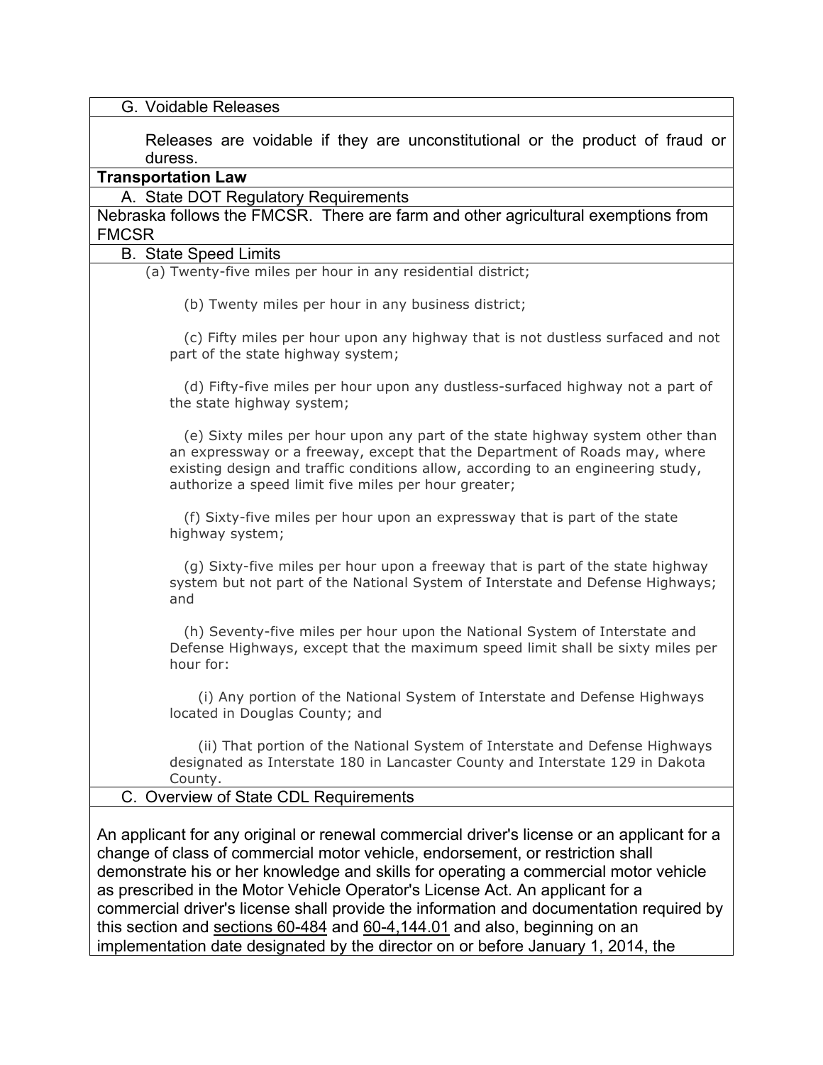### G. Voidable Releases

Releases are voidable if they are unconstitutional or the product of fraud or duress.

## Transportation Law

### A. State DOT Regulatory Requirements

Nebraska follows the FMCSR. There are farm and other agricultural exemptions from FMCSR

### B. State Speed Limits

(a) Twenty-five miles per hour in any residential district;

(b) Twenty miles per hour in any business district;

(c) Fifty miles per hour upon any highway that is not dustless surfaced and not part of the state highway system;

(d) Fifty-five miles per hour upon any dustless-surfaced highway not a part of the state highway system;

(e) Sixty miles per hour upon any part of the state highway system other than an expressway or a freeway, except that the Department of Roads may, where existing design and traffic conditions allow, according to an engineering study, authorize a speed limit five miles per hour greater;

(f) Sixty-five miles per hour upon an expressway that is part of the state highway system;

(g) Sixty-five miles per hour upon a freeway that is part of the state highway system but not part of the National System of Interstate and Defense Highways; and

(h) Seventy-five miles per hour upon the National System of Interstate and Defense Highways, except that the maximum speed limit shall be sixty miles per hour for:

(i) Any portion of the National System of Interstate and Defense Highways located in Douglas County; and

(ii) That portion of the National System of Interstate and Defense Highways designated as Interstate 180 in Lancaster County and Interstate 129 in Dakota County.

### C. Overview of State CDL Requirements

An applicant for any original or renewal commercial driver's license or an applicant for a change of class of commercial motor vehicle, endorsement, or restriction shall demonstrate his or her knowledge and skills for operating a commercial motor vehicle as prescribed in the Motor Vehicle Operator's License Act. An applicant for a commercial driver's license shall provide the information and documentation required by this section and sections 60-484 and 60-4,144.01 and also, beginning on an implementation date designated by the director on or before January 1, 2014, the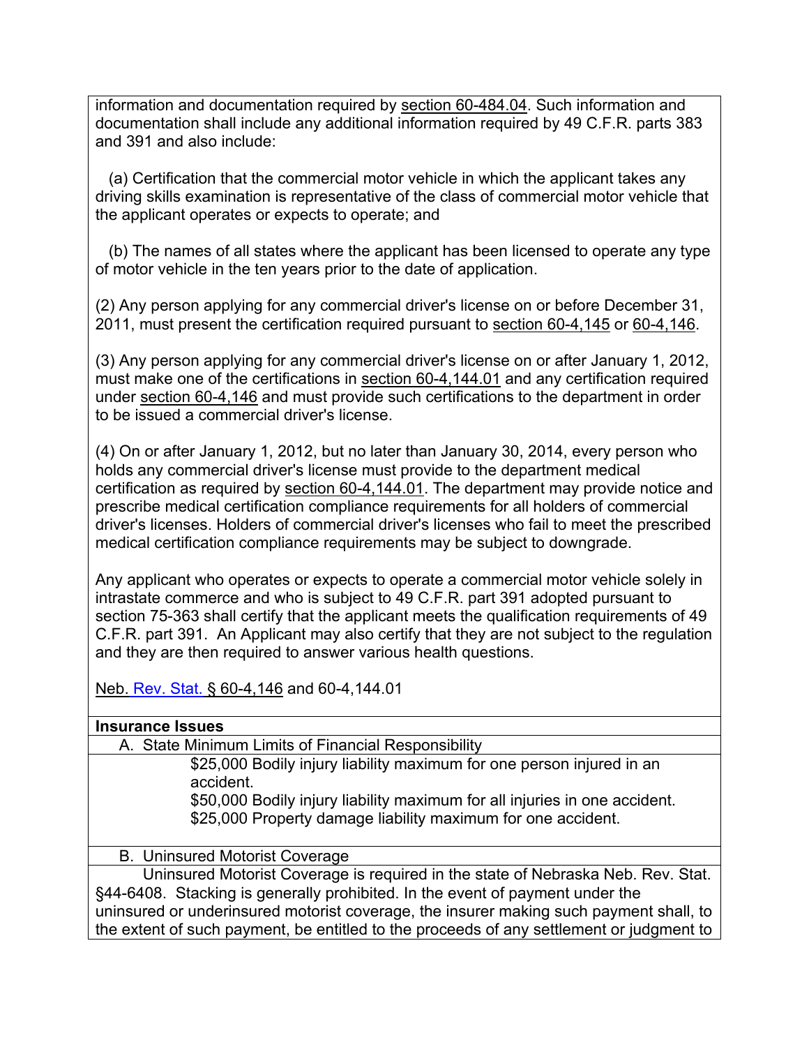information and documentation required by section 60-484.04. Such information and documentation shall include any additional information required by 49 C.F.R. parts 383 and 391 and also include:

(a) Certification that the commercial motor vehicle in which the applicant takes any driving skills examination is representative of the class of commercial motor vehicle that the applicant operates or expects to operate; and

(b) The names of all states where the applicant has been licensed to operate any type of motor vehicle in the ten years prior to the date of application.

(2) Any person applying for any commercial driver's license on or before December 31, 2011, must present the certification required pursuant to section 60-4,145 or 60-4,146.

(3) Any person applying for any commercial driver's license on or after January 1, 2012, must make one of the certifications in section 60-4,144.01 and any certification required under section 60-4,146 and must provide such certifications to the department in order to be issued a commercial driver's license.

(4) On or after January 1, 2012, but no later than January 30, 2014, every person who holds any commercial driver's license must provide to the department medical certification as required by section 60-4,144.01. The department may provide notice and prescribe medical certification compliance requirements for all holders of commercial driver's licenses. Holders of commercial driver's licenses who fail to meet the prescribed medical certification compliance requirements may be subject to downgrade.

Any applicant who operates or expects to operate a commercial motor vehicle solely in intrastate commerce and who is subject to 49 C.F.R. part 391 adopted pursuant to section 75-363 shall certify that the applicant meets the qualification requirements of 49 C.F.R. part 391. An Applicant may also certify that they are not subject to the regulation and they are then required to answer various health questions.

Neb. Rev. Stat. § 60-4,146 and 60-4,144.01

**Insurance Issues**

A. State Minimum Limits of Financial Responsibility

$25,000 Bodily injury liability maximum for one person injured in an accident.
$50,000 Bodily injury liability maximum for all injuries in one accident.
$25,000 Property damage liability maximum for one accident.

B. Uninsured Motorist Coverage

Uninsured Motorist Coverage is required in the state of Nebraska Neb. Rev. Stat. §44-6408. Stacking is generally prohibited. In the event of payment under the uninsured or underinsured motorist coverage, the insurer making such payment shall, to the extent of such payment, be entitled to the proceeds of any settlement or judgment to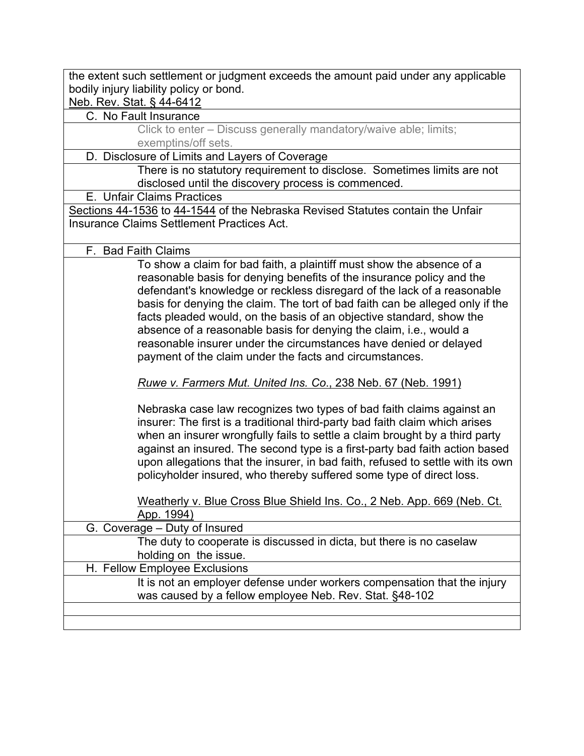the extent such settlement or judgment exceeds the amount paid under any applicable bodily injury liability policy or bond.
Neb. Rev. Stat. § 44-6412

C. No Fault Insurance

Click to enter – Discuss generally mandatory/waive able; limits; exemptins/off sets.

D. Disclosure of Limits and Layers of Coverage

There is no statutory requirement to disclose. Sometimes limits are not disclosed until the discovery process is commenced.

E. Unfair Claims Practices

Sections 44-1536 to 44-1544 of the Nebraska Revised Statutes contain the Unfair Insurance Claims Settlement Practices Act.

F. Bad Faith Claims

To show a claim for bad faith, a plaintiff must show the absence of a reasonable basis for denying benefits of the insurance policy and the defendant's knowledge or reckless disregard of the lack of a reasonable basis for denying the claim. The tort of bad faith can be alleged only if the facts pleaded would, on the basis of an objective standard, show the absence of a reasonable basis for denying the claim, i.e., would a reasonable insurer under the circumstances have denied or delayed payment of the claim under the facts and circumstances.

*Ruwe v. Farmers Mut. United Ins. Co.*, 238 Neb. 67 (Neb. 1991)

Nebraska case law recognizes two types of bad faith claims against an insurer: The first is a traditional third-party bad faith claim which arises when an insurer wrongfully fails to settle a claim brought by a third party against an insured. The second type is a first-party bad faith action based upon allegations that the insurer, in bad faith, refused to settle with its own policyholder insured, who thereby suffered some type of direct loss.

Weatherly v. Blue Cross Blue Shield Ins. Co., 2 Neb. App. 669 (Neb. Ct. App. 1994)

G. Coverage – Duty of Insured

The duty to cooperate is discussed in dicta, but there is no caselaw holding on the issue.

H. Fellow Employee Exclusions

It is not an employer defense under workers compensation that the injury was caused by a fellow employee Neb. Rev. Stat. §48-102